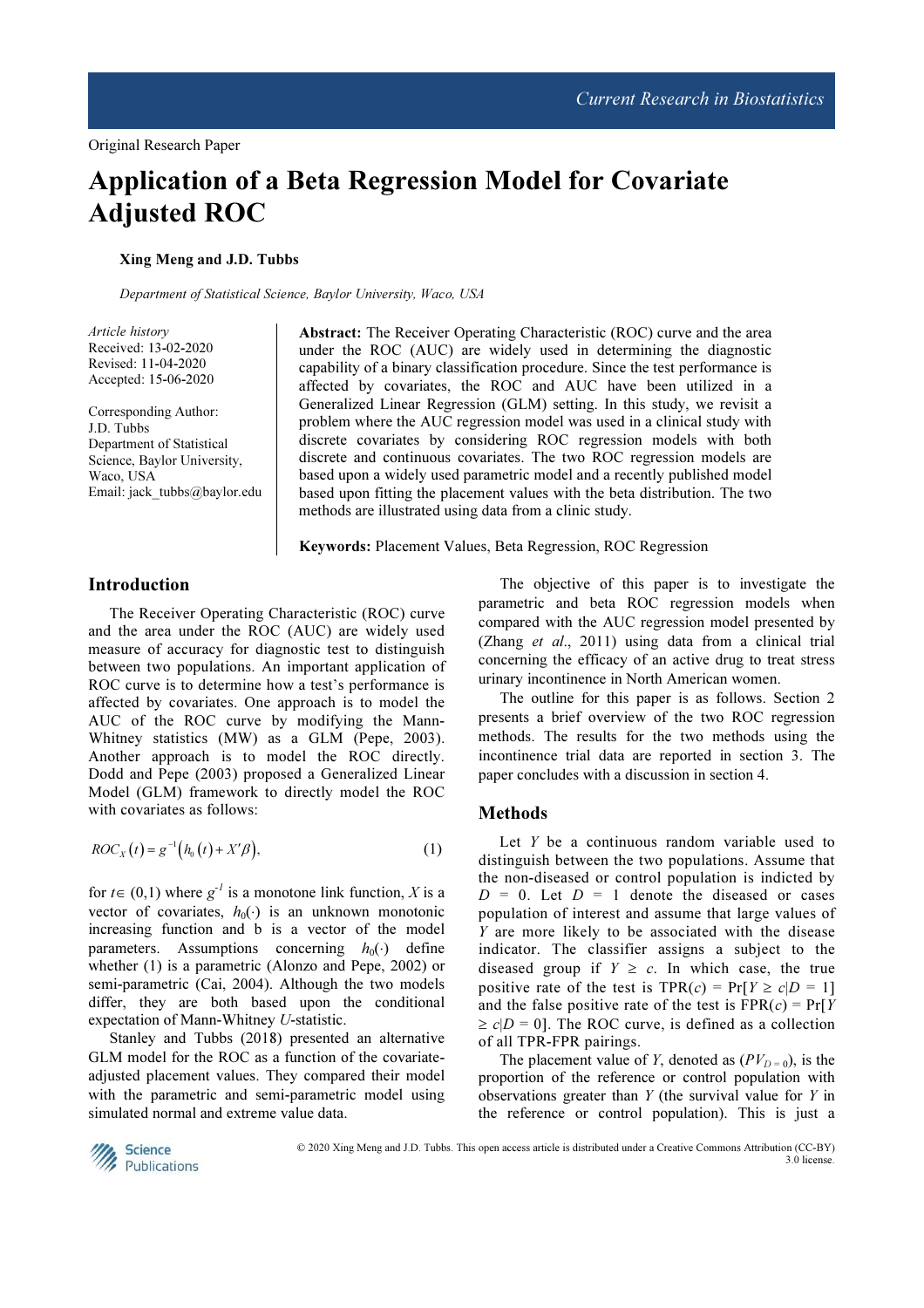Original Research Paper

# Application of a Beta Regression Model for Covariate Adjusted ROC

**Xing Meng and J.D. Tubbs**

*Department of Statistical Science, Baylor University, Waco, USA*

*Article history*
Received: 13-02-2020
Revised: 11-04-2020
Accepted: 15-06-2020

Corresponding Author:
J.D. Tubbs
Department of Statistical Science, Baylor University, Waco, USA
Email: jack_tubbs@baylor.edu

**Abstract:** The Receiver Operating Characteristic (ROC) curve and the area under the ROC (AUC) are widely used in determining the diagnostic capability of a binary classification procedure. Since the test performance is affected by covariates, the ROC and AUC have been utilized in a Generalized Linear Regression (GLM) setting. In this study, we revisit a problem where the AUC regression model was used in a clinical study with discrete covariates by considering ROC regression models with both discrete and continuous covariates. The two ROC regression models are based upon a widely used parametric model and a recently published model based upon fitting the placement values with the beta distribution. The two methods are illustrated using data from a clinic study.

**Keywords:** Placement Values, Beta Regression, ROC Regression

## Introduction

The Receiver Operating Characteristic (ROC) curve and the area under the ROC (AUC) are widely used measure of accuracy for diagnostic test to distinguish between two populations. An important application of ROC curve is to determine how a test's performance is affected by covariates. One approach is to model the AUC of the ROC curve by modifying the Mann-Whitney statistics (MW) as a GLM (Pepe, 2003). Another approach is to model the ROC directly. Dodd and Pepe (2003) proposed a Generalized Linear Model (GLM) framework to directly model the ROC with covariates as follows:

$$ROC_X(t) = g^{-1}\left(h_0(t) + X'\beta\right), \tag{1}$$

for $t \in (0,1)$ where $g^{-1}$ is a monotone link function, $X$ is a vector of covariates, $h_0(\cdot)$ is an unknown monotonic increasing function and b is a vector of the model parameters. Assumptions concerning $h_0(\cdot)$ define whether (1) is a parametric (Alonzo and Pepe, 2002) or semi-parametric (Cai, 2004). Although the two models differ, they are both based upon the conditional expectation of Mann-Whitney *U*-statistic.

Stanley and Tubbs (2018) presented an alternative GLM model for the ROC as a function of the covariate-adjusted placement values. They compared their model with the parametric and semi-parametric model using simulated normal and extreme value data.

The objective of this paper is to investigate the parametric and beta ROC regression models when compared with the AUC regression model presented by (Zhang *et al*., 2011) using data from a clinical trial concerning the efficacy of an active drug to treat stress urinary incontinence in North American women.

The outline for this paper is as follows. Section 2 presents a brief overview of the two ROC regression methods. The results for the two methods using the incontinence trial data are reported in section 3. The paper concludes with a discussion in section 4.

## Methods

Let $Y$ be a continuous random variable used to distinguish between the two populations. Assume that the non-diseased or control population is indicted by $D = 0$. Let $D = 1$ denote the diseased or cases population of interest and assume that large values of $Y$ are more likely to be associated with the disease indicator. The classifier assigns a subject to the diseased group if $Y \geq c$. In which case, the true positive rate of the test is TPR($c$) = Pr[$Y \geq c|D = 1$] and the false positive rate of the test is FPR($c$) = Pr[$Y \geq c|D = 0$]. The ROC curve, is defined as a collection of all TPR-FPR pairings.

The placement value of $Y$, denoted as ($PV_{D=0}$), is the proportion of the reference or control population with observations greater than $Y$ (the survival value for $Y$ in the reference or control population). This is just a

© 2020 Xing Meng and J.D. Tubbs. This open access article is distributed under a Creative Commons Attribution (CC-BY) 3.0 license.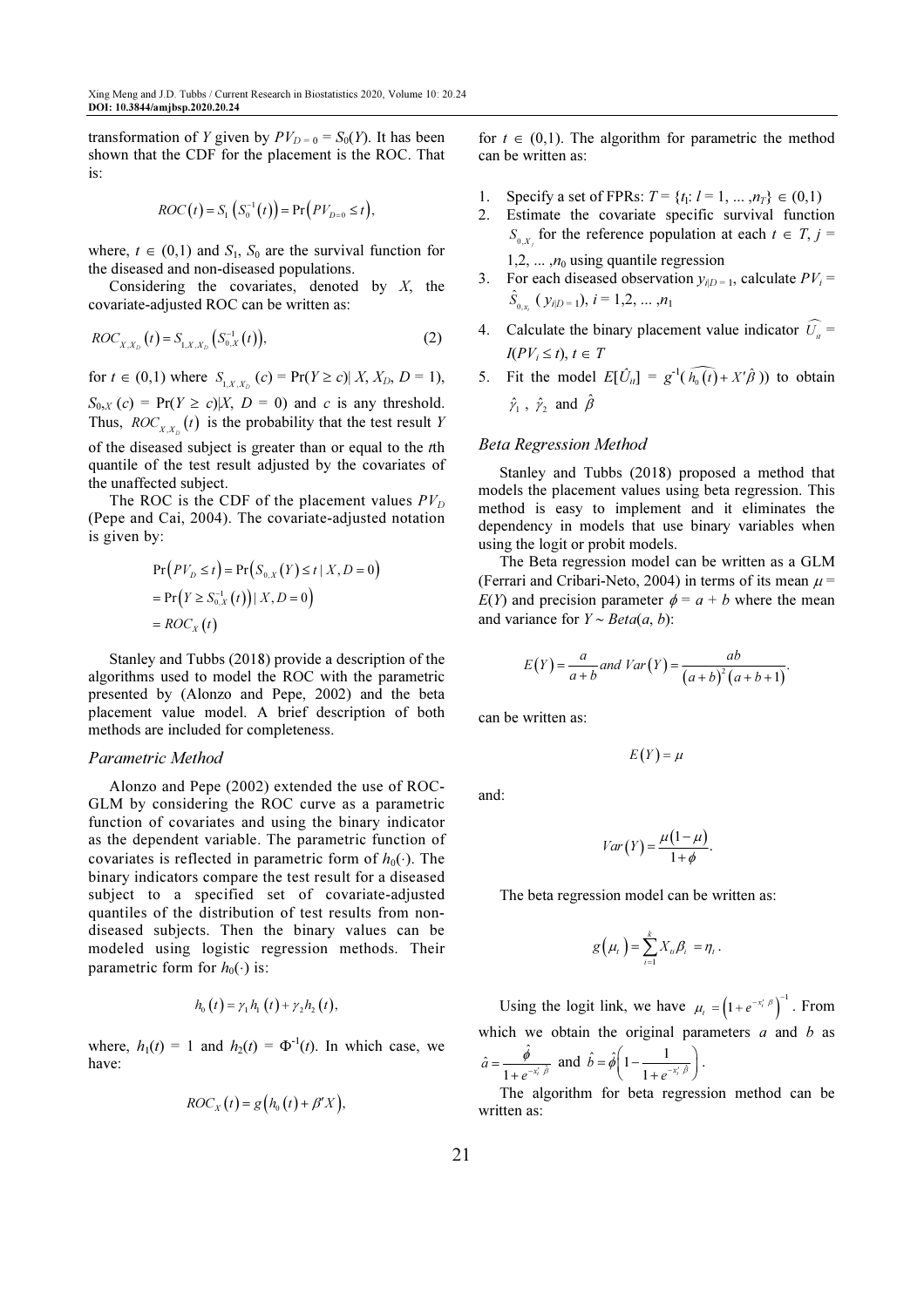transformation of $Y$ given by $PV_{D=0} = S_0(Y)$. It has been shown that the CDF for the placement is the ROC. That is:

$$ROC(t) = S_1\left(S_0^{-1}(t)\right) = \Pr\left(PV_{D=0} \le t\right),$$

where, $t \in (0,1)$ and $S_1$, $S_0$ are the survival function for the diseased and non-diseased populations.

Considering the covariates, denoted by $X$, the covariate-adjusted ROC can be written as:

$$ROC_{X,X_D}(t) = S_{1,X,X_D}\left(S_{0,X}^{-1}(t)\right), \tag{2}$$

for $t \in (0,1)$ where $S_{1,X,X_D}(c) = \Pr(Y \ge c)|\, X, X_D, D = 1)$, $S_{0,X}(c) = \Pr(Y \ge c)|X, D = 0)$ and $c$ is any threshold. Thus, $ROC_{X,X_D}(t)$ is the probability that the test result $Y$ of the diseased subject is greater than or equal to the $t$th quantile of the test result adjusted by the covariates of the unaffected subject.

The ROC is the CDF of the placement values $PV_D$ (Pepe and Cai, 2004). The covariate-adjusted notation is given by:

$$\begin{aligned}
\Pr\left(PV_D \le t\right) &= \Pr\left(S_{0,X}(Y) \le t \mid X, D = 0\right) \\
&= \Pr\left(Y \ge S_{0,X}^{-1}(t)\right) \mid X, D = 0\right) \\
&= ROC_X(t)
\end{aligned}$$

Stanley and Tubbs (2018) provide a description of the algorithms used to model the ROC with the parametric presented by (Alonzo and Pepe, 2002) and the beta placement value model. A brief description of both methods are included for completeness.

### Parametric Method

Alonzo and Pepe (2002) extended the use of ROC-GLM by considering the ROC curve as a parametric function of covariates and using the binary indicator as the dependent variable. The parametric function of covariates is reflected in parametric form of $h_0(\cdot)$. The binary indicators compare the test result for a diseased subject to a specified set of covariate-adjusted quantiles of the distribution of test results from non-diseased subjects. Then the binary values can be modeled using logistic regression methods. Their parametric form for $h_0(\cdot)$ is:

$$h_0(t) = \gamma_1 h_1(t) + \gamma_2 h_2(t),$$

where, $h_1(t) = 1$ and $h_2(t) = \Phi^{-1}(t)$. In which case, we have:

$$ROC_X(t) = g\left(h_0(t) + \beta' X\right),$$

for $t \in (0,1)$. The algorithm for parametric the method can be written as:

1. Specify a set of FPRs: $T = \{t_l: l = 1, \ldots, n_T\} \in (0,1)$
2. Estimate the covariate specific survival function $S_{0,X_j}$ for the reference population at each $t \in T$, $j = 1,2, \ldots, n_0$ using quantile regression
3. For each diseased observation $y_{i|D=1}$, calculate $PV_i = \hat{S}_{0,x_i}(y_{i|D=1})$, $i = 1,2, \ldots, n_1$
4. Calculate the binary placement value indicator $\widehat{U_{it}} = I(PV_i \le t)$, $t \in T$
5. Fit the model $E[\hat{U}_{it}] = g^{-1}(\widehat{h_0(t)} + X'\hat{\beta})$ to obtain $\hat{\gamma}_1$, $\hat{\gamma}_2$ and $\hat{\beta}$

### Beta Regression Method

Stanley and Tubbs (2018) proposed a method that models the placement values using beta regression. This method is easy to implement and it eliminates the dependency in models that use binary variables when using the logit or probit models.

The Beta regression model can be written as a GLM (Ferrari and Cribari-Neto, 2004) in terms of its mean $\mu = E(Y)$ and precision parameter $\phi = a + b$ where the mean and variance for $Y \sim Beta(a, b)$:

$$E(Y) = \frac{a}{a+b} \text{ and } Var(Y) = \frac{ab}{(a+b)^2(a+b+1)}.$$

can be written as:

$$E(Y) = \mu$$

and:

$$Var(Y) = \frac{\mu(1-\mu)}{1+\phi}.$$

The beta regression model can be written as:

$$g(\mu_i) = \sum_{i=1}^{k} X_{ii}\beta_i = \eta_i.$$

Using the logit link, we have $\mu_i = \left(1 + e^{-x_i'\beta}\right)^{-1}$. From which we obtain the original parameters $a$ and $b$ as $\hat{a} = \frac{\hat{\phi}}{1 + e^{-x_i'\beta}}$ and $\hat{b} = \hat{\phi}\left(1 - \frac{1}{1 + e^{-x_i'\beta}}\right)$.

The algorithm for beta regression method can be written as: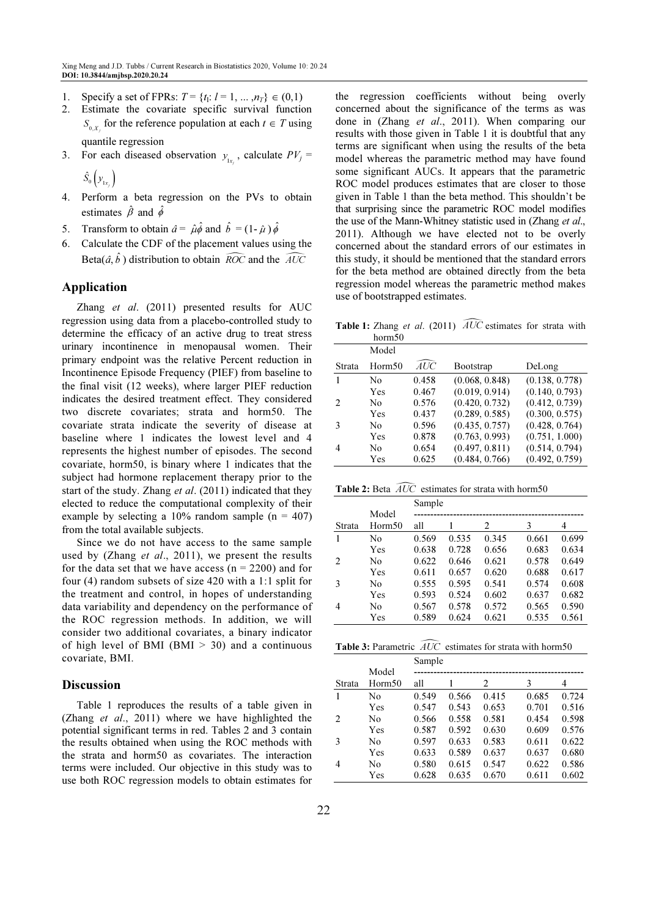1. Specify a set of FPRs: $T = \{t_l: l = 1, \ldots, n_T\} \in (0,1)$
2. Estimate the covariate specific survival function $S_{0,X_j}$ for the reference population at each $t \in T$ using quantile regression
3. For each diseased observation $y_{1x_j}$, calculate $PV_j = \hat{S}_0\left(y_{1x_j}\right)$
4. Perform a beta regression on the PVs to obtain estimates $\hat{\beta}$ and $\hat{\phi}$
5. Transform to obtain $\hat{a} = \hat{\mu}\hat{\phi}$ and $\hat{b} = (1 - \hat{\mu})\hat{\phi}$
6. Calculate the CDF of the placement values using the Beta($\hat{a}, \hat{b}$) distribution to obtain $\widehat{ROC}$ and the $\widehat{AUC}$

## Application

Zhang *et al*. (2011) presented results for AUC regression using data from a placebo-controlled study to determine the efficacy of an active drug to treat stress urinary incontinence in menopausal women. Their primary endpoint was the relative Percent reduction in Incontinence Episode Frequency (PIEF) from baseline to the final visit (12 weeks), where larger PIEF reduction indicates the desired treatment effect. They considered two discrete covariates; strata and horm50. The covariate strata indicate the severity of disease at baseline where 1 indicates the lowest level and 4 represents the highest number of episodes. The second covariate, horm50, is binary where 1 indicates that the subject had hormone replacement therapy prior to the start of the study. Zhang *et al*. (2011) indicated that they elected to reduce the computational complexity of their example by selecting a 10% random sample (n = 407) from the total available subjects.

Since we do not have access to the same sample used by (Zhang *et al*., 2011), we present the results for the data set that we have access (n = 2200) and for four (4) random subsets of size 420 with a 1:1 split for the treatment and control, in hopes of understanding data variability and dependency on the performance of the ROC regression methods. In addition, we will consider two additional covariates, a binary indicator of high level of BMI (BMI > 30) and a continuous covariate, BMI.

## Discussion

Table 1 reproduces the results of a table given in (Zhang *et al*., 2011) where we have highlighted the potential significant terms in red. Tables 2 and 3 contain the results obtained when using the ROC methods with the strata and horm50 as covariates. The interaction terms were included. Our objective in this study was to use both ROC regression models to obtain estimates for the regression coefficients without being overly concerned about the significance of the terms as was done in (Zhang *et al*., 2011). When comparing our results with those given in Table 1 it is doubtful that any terms are significant when using the results of the beta model whereas the parametric method may have found some significant AUCs. It appears that the parametric ROC model produces estimates that are closer to those given in Table 1 than the beta method. This shouldn't be that surprising since the parametric ROC model modifies the use of the Mann-Whitney statistic used in (Zhang *et al*., 2011). Although we have elected not to be overly concerned about the standard errors of our estimates in this study, it should be mentioned that the standard errors for the beta method are obtained directly from the beta regression model whereas the parametric method makes use of bootstrapped estimates.

**Table 1:** Zhang *et al*. (2011) $\widehat{AUC}$ estimates for strata with horm50

| Strata | Model Horm50 | $\widehat{AUC}$ | Bootstrap | DeLong |
|---|---|---|---|---|
| 1 | No | 0.458 | (0.068, 0.848) | (0.138, 0.778) |
| | Yes | 0.467 | (0.019, 0.914) | (0.140, 0.793) |
| 2 | No | 0.576 | (0.420, 0.732) | (0.412, 0.739) |
| | Yes | 0.437 | (0.289, 0.585) | (0.300, 0.575) |
| 3 | No | 0.596 | (0.435, 0.757) | (0.428, 0.764) |
| | Yes | 0.878 | (0.763, 0.993) | (0.751, 1.000) |
| 4 | No | 0.654 | (0.497, 0.811) | (0.514, 0.794) |
| | Yes | 0.625 | (0.484, 0.766) | (0.492, 0.759) |

**Table 2:** Beta $\widehat{AUC}$ estimates for strata with horm50

| | Model | Sample | | | | |
|---|---|---|---|---|---|---|
| Strata | Horm50 | all | 1 | 2 | 3 | 4 |
| 1 | No | 0.569 | 0.535 | 0.345 | 0.661 | 0.699 |
| | Yes | 0.638 | 0.728 | 0.656 | 0.683 | 0.634 |
| 2 | No | 0.622 | 0.646 | 0.621 | 0.578 | 0.649 |
| | Yes | 0.611 | 0.657 | 0.620 | 0.688 | 0.617 |
| 3 | No | 0.555 | 0.595 | 0.541 | 0.574 | 0.608 |
| | Yes | 0.593 | 0.524 | 0.602 | 0.637 | 0.682 |
| 4 | No | 0.567 | 0.578 | 0.572 | 0.565 | 0.590 |
| | Yes | 0.589 | 0.624 | 0.621 | 0.535 | 0.561 |

**Table 3:** Parametric $\widehat{AUC}$ estimates for strata with horm50

| | Model | Sample | | | | |
|---|---|---|---|---|---|---|
| Strata | Horm50 | all | 1 | 2 | 3 | 4 |
| 1 | No | 0.549 | 0.566 | 0.415 | 0.685 | 0.724 |
| | Yes | 0.547 | 0.543 | 0.653 | 0.701 | 0.516 |
| 2 | No | 0.566 | 0.558 | 0.581 | 0.454 | 0.598 |
| | Yes | 0.587 | 0.592 | 0.630 | 0.609 | 0.576 |
| 3 | No | 0.597 | 0.633 | 0.583 | 0.611 | 0.622 |
| | Yes | 0.633 | 0.589 | 0.637 | 0.637 | 0.680 |
| 4 | No | 0.580 | 0.615 | 0.547 | 0.622 | 0.586 |
| | Yes | 0.628 | 0.635 | 0.670 | 0.611 | 0.602 |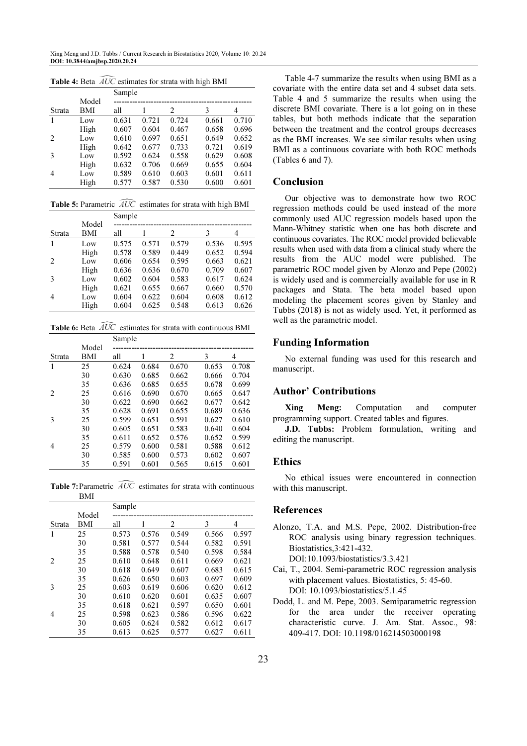**Table 4:** Beta $\widehat{AUC}$ estimates for strata with high BMI

| Strata | Model BMI | Sample all | 1 | 2 | 3 | 4 |
|---|---|---|---|---|---|---|
| 1 | Low | 0.631 | 0.721 | 0.724 | 0.661 | 0.710 |
| | High | 0.607 | 0.604 | 0.467 | 0.658 | 0.696 |
| 2 | Low | 0.610 | 0.697 | 0.651 | 0.649 | 0.652 |
| | High | 0.642 | 0.677 | 0.733 | 0.721 | 0.619 |
| 3 | Low | 0.592 | 0.624 | 0.558 | 0.629 | 0.608 |
| | High | 0.632 | 0.706 | 0.669 | 0.655 | 0.604 |
| 4 | Low | 0.589 | 0.610 | 0.603 | 0.601 | 0.611 |
| | High | 0.577 | 0.587 | 0.530 | 0.600 | 0.601 |

**Table 5:** Parametric $\widehat{AUC}$ estimates for strata with high BMI

| Strata | Model BMI | Sample all | 1 | 2 | 3 | 4 |
|---|---|---|---|---|---|---|
| 1 | Low | 0.575 | 0.571 | 0.579 | 0.536 | 0.595 |
| | High | 0.578 | 0.589 | 0.449 | 0.652 | 0.594 |
| 2 | Low | 0.606 | 0.654 | 0.595 | 0.663 | 0.621 |
| | High | 0.636 | 0.636 | 0.670 | 0.709 | 0.607 |
| 3 | Low | 0.602 | 0.604 | 0.583 | 0.617 | 0.624 |
| | High | 0.621 | 0.655 | 0.667 | 0.660 | 0.570 |
| 4 | Low | 0.604 | 0.622 | 0.604 | 0.608 | 0.612 |
| | High | 0.604 | 0.625 | 0.548 | 0.613 | 0.626 |

**Table 6:** Beta $\widehat{AUC}$ estimates for strata with continuous BMI

| Strata | Model BMI | Sample all | 1 | 2 | 3 | 4 |
|---|---|---|---|---|---|---|
| 1 | 25 | 0.624 | 0.684 | 0.670 | 0.653 | 0.708 |
| | 30 | 0.630 | 0.685 | 0.662 | 0.666 | 0.704 |
| | 35 | 0.636 | 0.685 | 0.655 | 0.678 | 0.699 |
| 2 | 25 | 0.616 | 0.690 | 0.670 | 0.665 | 0.647 |
| | 30 | 0.622 | 0.690 | 0.662 | 0.677 | 0.642 |
| | 35 | 0.628 | 0.691 | 0.655 | 0.689 | 0.636 |
| 3 | 25 | 0.599 | 0.651 | 0.591 | 0.627 | 0.610 |
| | 30 | 0.605 | 0.651 | 0.583 | 0.640 | 0.604 |
| | 35 | 0.611 | 0.652 | 0.576 | 0.652 | 0.599 |
| 4 | 25 | 0.579 | 0.600 | 0.581 | 0.588 | 0.612 |
| | 30 | 0.585 | 0.600 | 0.573 | 0.602 | 0.607 |
| | 35 | 0.591 | 0.601 | 0.565 | 0.615 | 0.601 |

**Table 7:** Parametric $\widehat{AUC}$ estimates for strata with continuous BMI

| Strata | Model BMI | Sample all | 1 | 2 | 3 | 4 |
|---|---|---|---|---|---|---|
| 1 | 25 | 0.573 | 0.576 | 0.549 | 0.566 | 0.597 |
| | 30 | 0.581 | 0.577 | 0.544 | 0.582 | 0.591 |
| | 35 | 0.588 | 0.578 | 0.540 | 0.598 | 0.584 |
| 2 | 25 | 0.610 | 0.648 | 0.611 | 0.669 | 0.621 |
| | 30 | 0.618 | 0.649 | 0.607 | 0.683 | 0.615 |
| | 35 | 0.626 | 0.650 | 0.603 | 0.697 | 0.609 |
| 3 | 25 | 0.603 | 0.619 | 0.606 | 0.620 | 0.612 |
| | 30 | 0.610 | 0.620 | 0.601 | 0.635 | 0.607 |
| | 35 | 0.618 | 0.621 | 0.597 | 0.650 | 0.601 |
| 4 | 25 | 0.598 | 0.623 | 0.586 | 0.596 | 0.622 |
| | 30 | 0.605 | 0.624 | 0.582 | 0.612 | 0.617 |
| | 35 | 0.613 | 0.625 | 0.577 | 0.627 | 0.611 |

Table 4-7 summarize the results when using BMI as a covariate with the entire data set and 4 subset data sets. Table 4 and 5 summarize the results when using the discrete BMI covariate. There is a lot going on in these tables, but both methods indicate that the separation between the treatment and the control groups decreases as the BMI increases. We see similar results when using BMI as a continuous covariate with both ROC methods (Tables 6 and 7).

## Conclusion

Our objective was to demonstrate how two ROC regression methods could be used instead of the more commonly used AUC regression models based upon the Mann-Whitney statistic when one has both discrete and continuous covariates. The ROC model provided believable results when used with data from a clinical study where the results from the AUC model were published. The parametric ROC model given by Alonzo and Pepe (2002) is widely used and is commercially available for use in R packages and Stata. The beta model based upon modeling the placement scores given by Stanley and Tubbs (2018) is not as widely used. Yet, it performed as well as the parametric model.

## Funding Information

No external funding was used for this research and manuscript.

## Author' Contributions

**Xing Meng:** Computation and computer programming support. Created tables and figures.

**J.D. Tubbs:** Problem formulation, writing and editing the manuscript.

## Ethics

No ethical issues were encountered in connection with this manuscript.

## References

Alonzo, T.A. and M.S. Pepe, 2002. Distribution-free ROC analysis using binary regression techniques. Biostatistics,3:421-432. DOI:10.1093/biostatistics/3.3.421

Cai, T., 2004. Semi-parametric ROC regression analysis with placement values. Biostatistics, 5: 45-60. DOI: 10.1093/biostatistics/5.1.45

Dodd, L. and M. Pepe, 2003. Semiparametric regression for the area under the receiver operating characteristic curve. J. Am. Stat. Assoc., 98: 409-417. DOI: 10.1198/016214503000198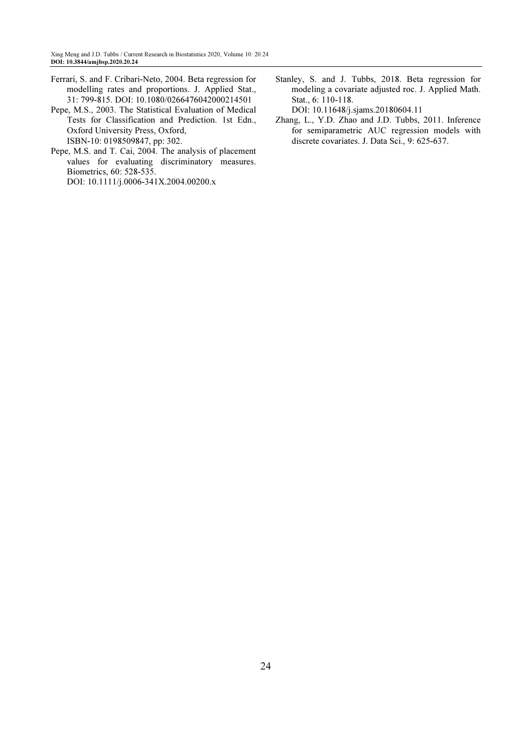Ferrari, S. and F. Cribari-Neto, 2004. Beta regression for modelling rates and proportions. J. Applied Stat., 31: 799-815. DOI: 10.1080/0266476042000214501

Pepe, M.S., 2003. The Statistical Evaluation of Medical Tests for Classification and Prediction. 1st Edn., Oxford University Press, Oxford, ISBN-10: 0198509847, pp: 302.

Pepe, M.S. and T. Cai, 2004. The analysis of placement values for evaluating discriminatory measures. Biometrics, 60: 528-535. DOI: 10.1111/j.0006-341X.2004.00200.x

Stanley, S. and J. Tubbs, 2018. Beta regression for modeling a covariate adjusted roc. J. Applied Math. Stat., 6: 110-118. DOI: 10.11648/j.sjams.20180604.11

Zhang, L., Y.D. Zhao and J.D. Tubbs, 2011. Inference for semiparametric AUC regression models with discrete covariates. J. Data Sci., 9: 625-637.